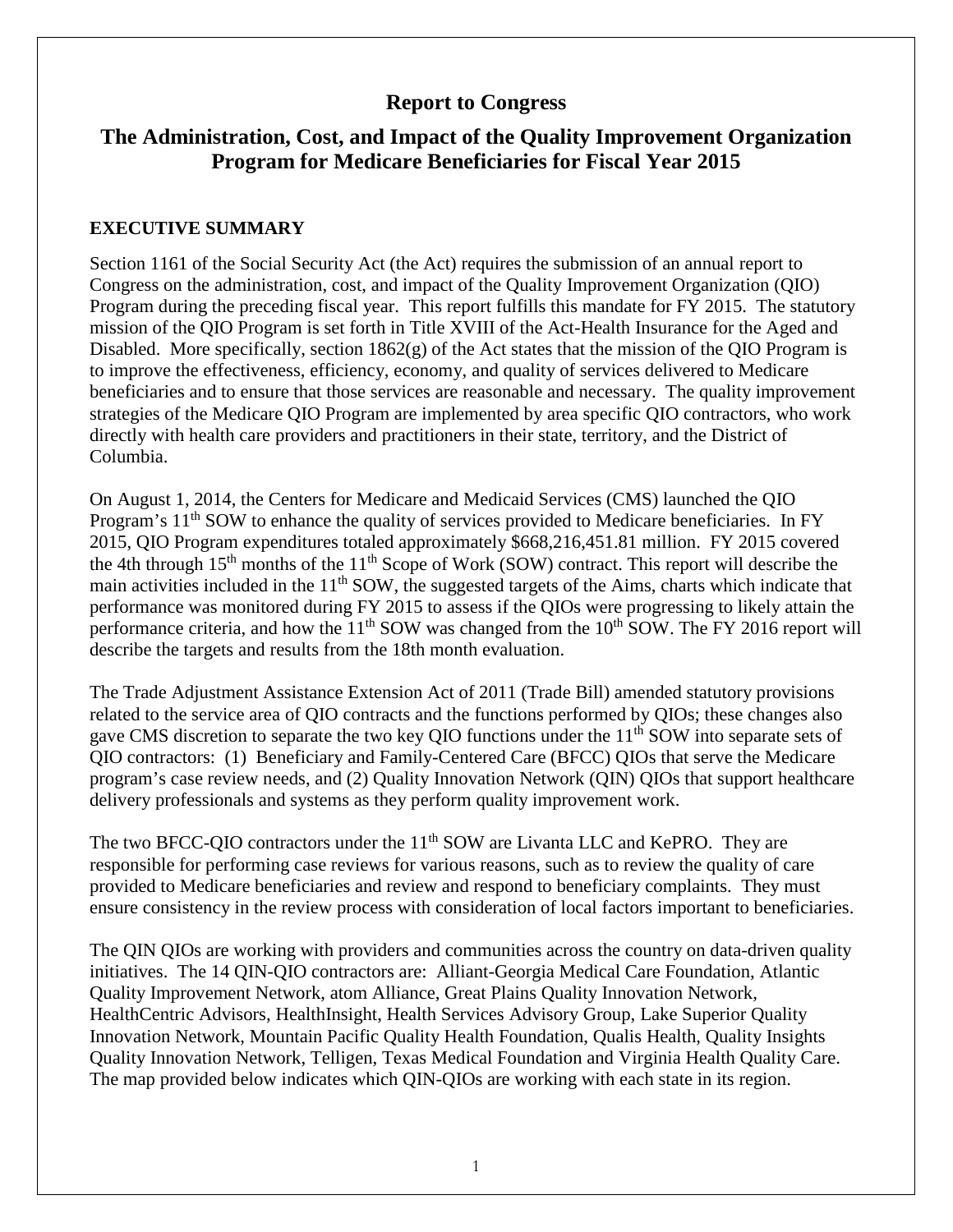# Report to Congress

## The Administration, Cost, and Impact of the Quality Improvement Organization Program for Medicare Beneficiaries for Fiscal Year 2015

### EXECUTIVE SUMMARY

Section 1161 of the Social Security Act (the Act) requires the submission of an annual report to Congress on the administration, cost, and impact of the Quality Improvement Organization (QIO) Program during the preceding fiscal year. This report fulfills this mandate for FY 2015. The statutory mission of the QIO Program is set forth in Title XVIII of the Act-Health Insurance for the Aged and Disabled. More specifically, section 1862(g) of the Act states that the mission of the QIO Program is to improve the effectiveness, efficiency, economy, and quality of services delivered to Medicare beneficiaries and to ensure that those services are reasonable and necessary. The quality improvement strategies of the Medicare QIO Program are implemented by area specific QIO contractors, who work directly with health care providers and practitioners in their state, territory, and the District of Columbia.

On August 1, 2014, the Centers for Medicare and Medicaid Services (CMS) launched the QIO Program's 11th SOW to enhance the quality of services provided to Medicare beneficiaries. In FY 2015, QIO Program expenditures totaled approximately $668,216,451.81 million. FY 2015 covered the 4th through 15th months of the 11th Scope of Work (SOW) contract. This report will describe the main activities included in the 11th SOW, the suggested targets of the Aims, charts which indicate that performance was monitored during FY 2015 to assess if the QIOs were progressing to likely attain the performance criteria, and how the 11th SOW was changed from the 10th SOW. The FY 2016 report will describe the targets and results from the 18th month evaluation.

The Trade Adjustment Assistance Extension Act of 2011 (Trade Bill) amended statutory provisions related to the service area of QIO contracts and the functions performed by QIOs; these changes also gave CMS discretion to separate the two key QIO functions under the 11th SOW into separate sets of QIO contractors: (1) Beneficiary and Family-Centered Care (BFCC) QIOs that serve the Medicare program's case review needs, and (2) Quality Innovation Network (QIN) QIOs that support healthcare delivery professionals and systems as they perform quality improvement work.

The two BFCC-QIO contractors under the 11th SOW are Livanta LLC and KePRO. They are responsible for performing case reviews for various reasons, such as to review the quality of care provided to Medicare beneficiaries and review and respond to beneficiary complaints. They must ensure consistency in the review process with consideration of local factors important to beneficiaries.

The QIN QIOs are working with providers and communities across the country on data-driven quality initiatives. The 14 QIN-QIO contractors are: Alliant-Georgia Medical Care Foundation, Atlantic Quality Improvement Network, atom Alliance, Great Plains Quality Innovation Network, HealthCentric Advisors, HealthInsight, Health Services Advisory Group, Lake Superior Quality Innovation Network, Mountain Pacific Quality Health Foundation, Qualis Health, Quality Insights Quality Innovation Network, Telligen, Texas Medical Foundation and Virginia Health Quality Care. The map provided below indicates which QIN-QIOs are working with each state in its region.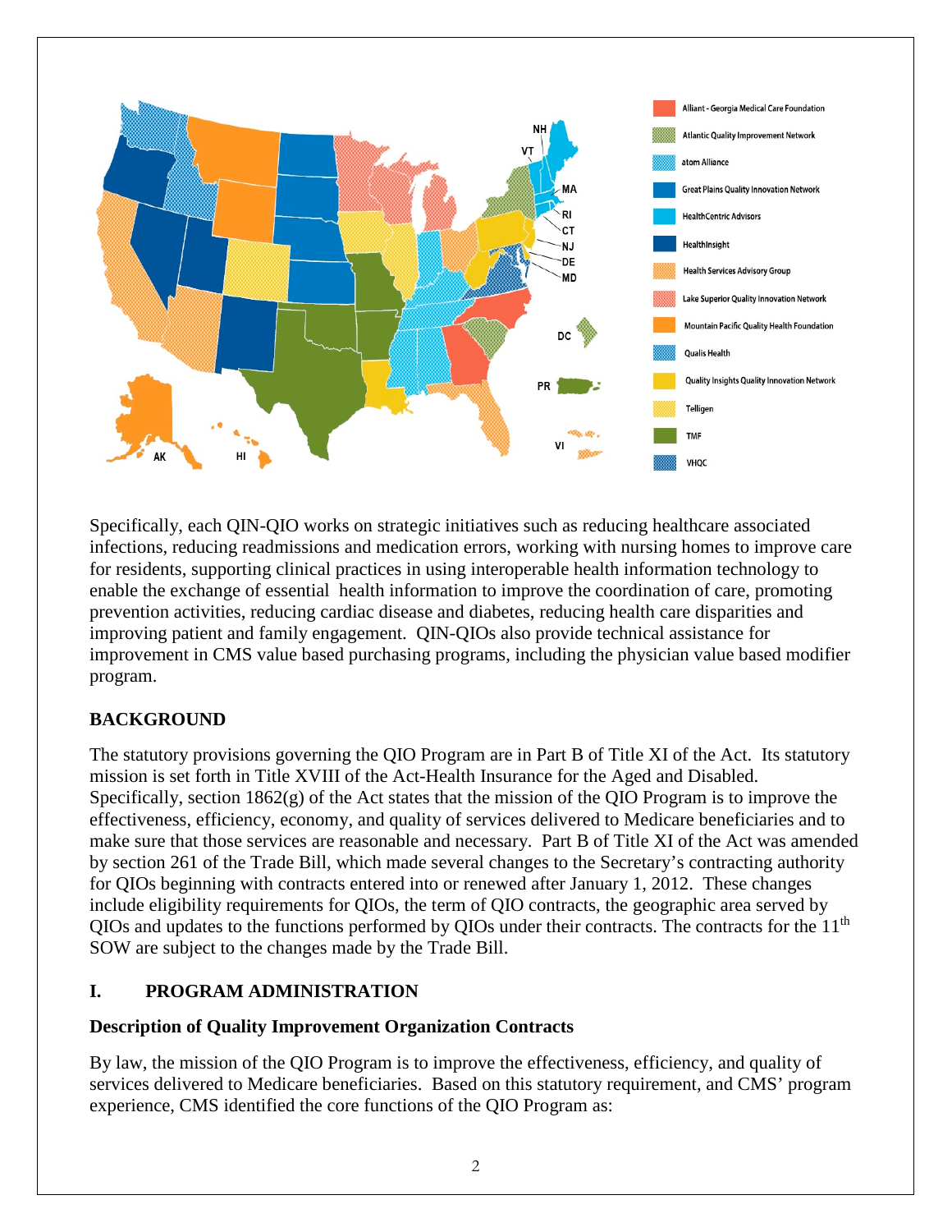Specifically, each QIN-QIO works on strategic initiatives such as reducing healthcare associated infections, reducing readmissions and medication errors, working with nursing homes to improve care for residents, supporting clinical practices in using interoperable health information technology to enable the exchange of essential health information to improve the coordination of care, promoting prevention activities, reducing cardiac disease and diabetes, reducing health care disparities and improving patient and family engagement. QIN-QIOs also provide technical assistance for improvement in CMS value based purchasing programs, including the physician value based modifier program.

## BACKGROUND

The statutory provisions governing the QIO Program are in Part B of Title XI of the Act. Its statutory mission is set forth in Title XVIII of the Act-Health Insurance for the Aged and Disabled. Specifically, section 1862(g) of the Act states that the mission of the QIO Program is to improve the effectiveness, efficiency, economy, and quality of services delivered to Medicare beneficiaries and to make sure that those services are reasonable and necessary. Part B of Title XI of the Act was amended by section 261 of the Trade Bill, which made several changes to the Secretary's contracting authority for QIOs beginning with contracts entered into or renewed after January 1, 2012. These changes include eligibility requirements for QIOs, the term of QIO contracts, the geographic area served by QIOs and updates to the functions performed by QIOs under their contracts. The contracts for the 11th SOW are subject to the changes made by the Trade Bill.

## I. PROGRAM ADMINISTRATION

### Description of Quality Improvement Organization Contracts

By law, the mission of the QIO Program is to improve the effectiveness, efficiency, and quality of services delivered to Medicare beneficiaries. Based on this statutory requirement, and CMS' program experience, CMS identified the core functions of the QIO Program as: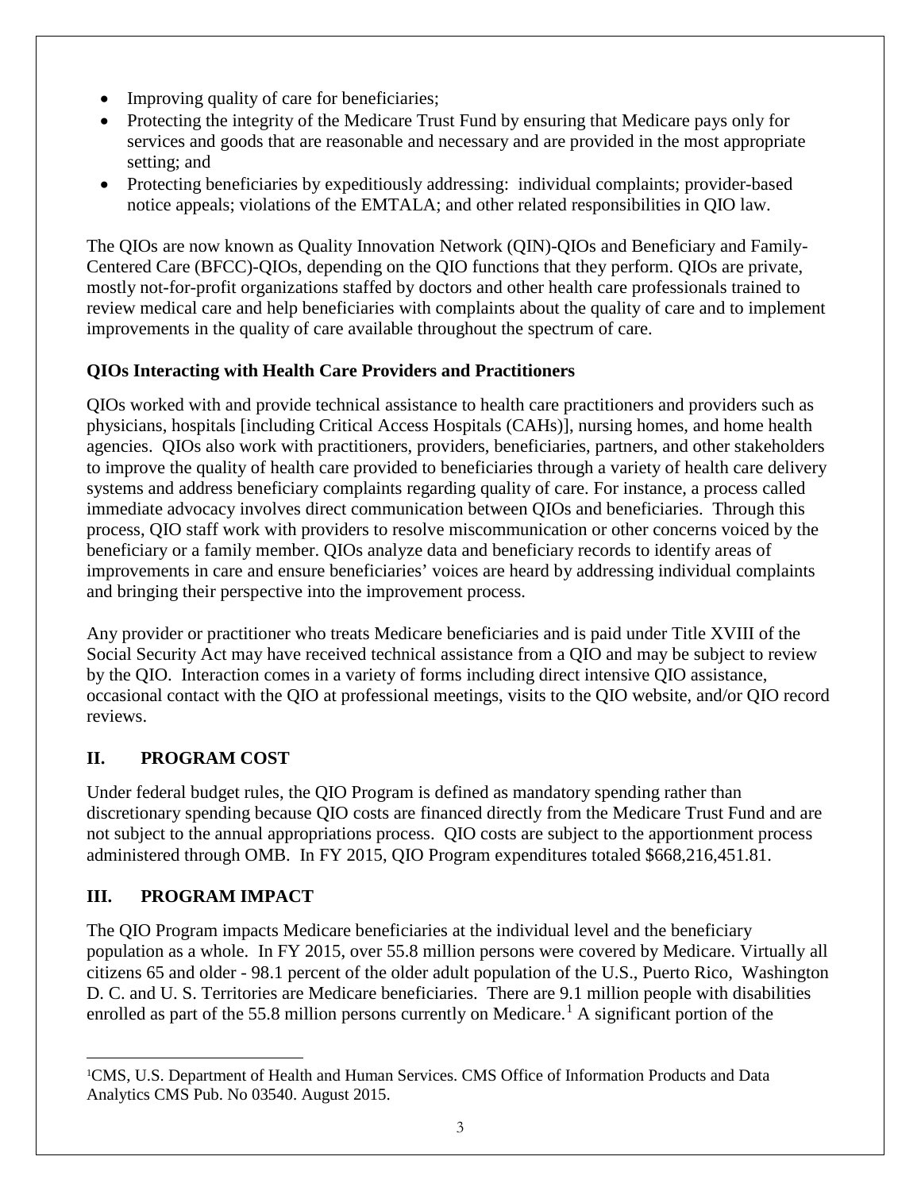- Improving quality of care for beneficiaries;
- Protecting the integrity of the Medicare Trust Fund by ensuring that Medicare pays only for services and goods that are reasonable and necessary and are provided in the most appropriate setting; and
- Protecting beneficiaries by expeditiously addressing: individual complaints; provider-based notice appeals; violations of the EMTALA; and other related responsibilities in QIO law.

The QIOs are now known as Quality Innovation Network (QIN)-QIOs and Beneficiary and Family-Centered Care (BFCC)-QIOs, depending on the QIO functions that they perform. QIOs are private, mostly not-for-profit organizations staffed by doctors and other health care professionals trained to review medical care and help beneficiaries with complaints about the quality of care and to implement improvements in the quality of care available throughout the spectrum of care.

**QIOs Interacting with Health Care Providers and Practitioners**

QIOs worked with and provide technical assistance to health care practitioners and providers such as physicians, hospitals [including Critical Access Hospitals (CAHs)], nursing homes, and home health agencies. QIOs also work with practitioners, providers, beneficiaries, partners, and other stakeholders to improve the quality of health care provided to beneficiaries through a variety of health care delivery systems and address beneficiary complaints regarding quality of care. For instance, a process called immediate advocacy involves direct communication between QIOs and beneficiaries. Through this process, QIO staff work with providers to resolve miscommunication or other concerns voiced by the beneficiary or a family member. QIOs analyze data and beneficiary records to identify areas of improvements in care and ensure beneficiaries' voices are heard by addressing individual complaints and bringing their perspective into the improvement process.

Any provider or practitioner who treats Medicare beneficiaries and is paid under Title XVIII of the Social Security Act may have received technical assistance from a QIO and may be subject to review by the QIO. Interaction comes in a variety of forms including direct intensive QIO assistance, occasional contact with the QIO at professional meetings, visits to the QIO website, and/or QIO record reviews.

## II. PROGRAM COST

Under federal budget rules, the QIO Program is defined as mandatory spending rather than discretionary spending because QIO costs are financed directly from the Medicare Trust Fund and are not subject to the annual appropriations process. QIO costs are subject to the apportionment process administered through OMB. In FY 2015, QIO Program expenditures totaled $668,216,451.81.

## III. PROGRAM IMPACT

The QIO Program impacts Medicare beneficiaries at the individual level and the beneficiary population as a whole. In FY 2015, over 55.8 million persons were covered by Medicare. Virtually all citizens 65 and older - 98.1 percent of the older adult population of the U.S., Puerto Rico, Washington D. C. and U. S. Territories are Medicare beneficiaries. There are 9.1 million people with disabilities enrolled as part of the 55.8 million persons currently on Medicare.[1] A significant portion of the

[1]CMS, U.S. Department of Health and Human Services. CMS Office of Information Products and Data Analytics CMS Pub. No 03540. August 2015.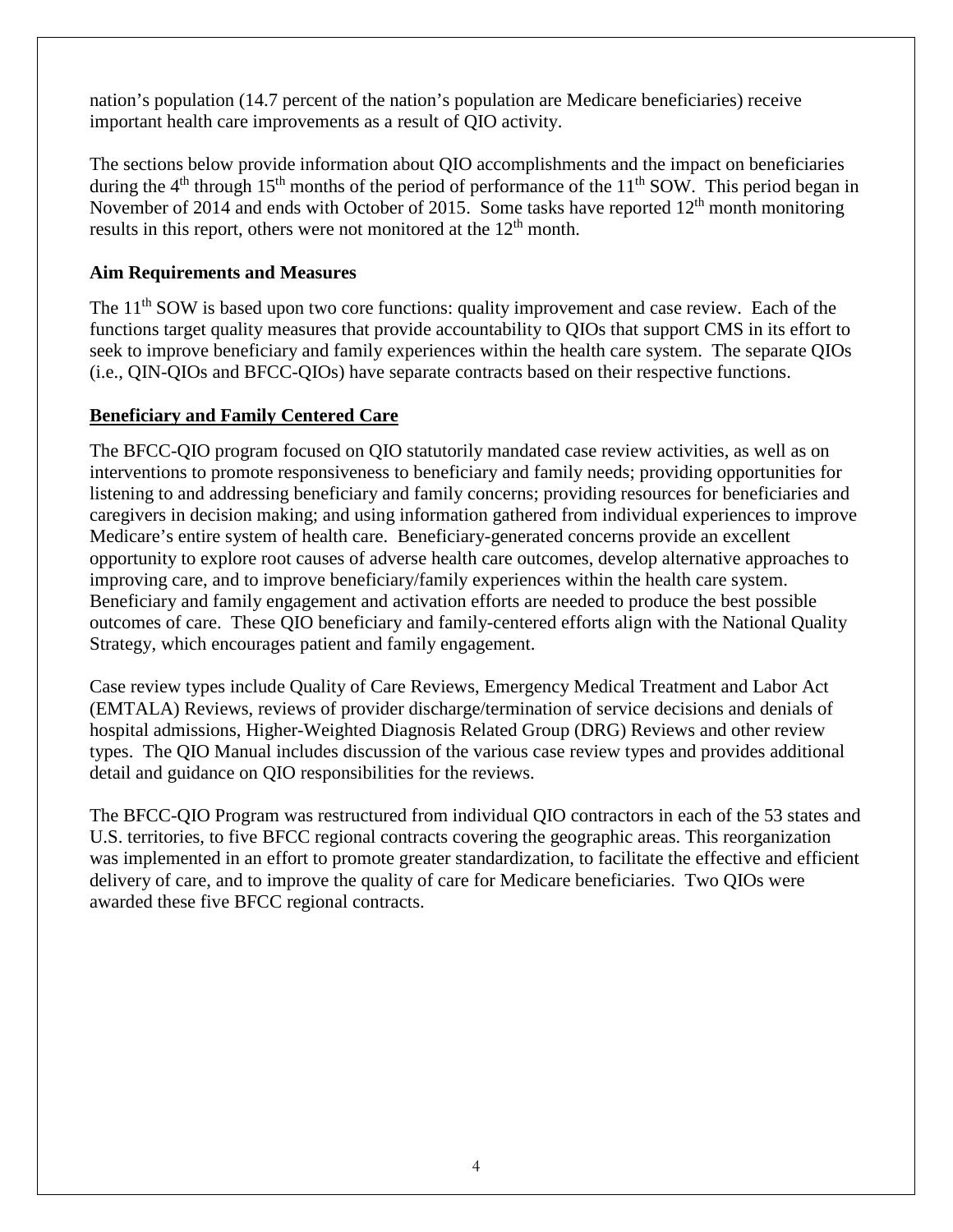nation's population (14.7 percent of the nation's population are Medicare beneficiaries) receive important health care improvements as a result of QIO activity.

The sections below provide information about QIO accomplishments and the impact on beneficiaries during the 4th through 15th months of the period of performance of the 11th SOW. This period began in November of 2014 and ends with October of 2015. Some tasks have reported 12th month monitoring results in this report, others were not monitored at the 12th month.

**Aim Requirements and Measures**

The 11th SOW is based upon two core functions: quality improvement and case review. Each of the functions target quality measures that provide accountability to QIOs that support CMS in its effort to seek to improve beneficiary and family experiences within the health care system. The separate QIOs (i.e., QIN-QIOs and BFCC-QIOs) have separate contracts based on their respective functions.

**Beneficiary and Family Centered Care**

The BFCC-QIO program focused on QIO statutorily mandated case review activities, as well as on interventions to promote responsiveness to beneficiary and family needs; providing opportunities for listening to and addressing beneficiary and family concerns; providing resources for beneficiaries and caregivers in decision making; and using information gathered from individual experiences to improve Medicare's entire system of health care. Beneficiary-generated concerns provide an excellent opportunity to explore root causes of adverse health care outcomes, develop alternative approaches to improving care, and to improve beneficiary/family experiences within the health care system. Beneficiary and family engagement and activation efforts are needed to produce the best possible outcomes of care. These QIO beneficiary and family-centered efforts align with the National Quality Strategy, which encourages patient and family engagement.

Case review types include Quality of Care Reviews, Emergency Medical Treatment and Labor Act (EMTALA) Reviews, reviews of provider discharge/termination of service decisions and denials of hospital admissions, Higher-Weighted Diagnosis Related Group (DRG) Reviews and other review types. The QIO Manual includes discussion of the various case review types and provides additional detail and guidance on QIO responsibilities for the reviews.

The BFCC-QIO Program was restructured from individual QIO contractors in each of the 53 states and U.S. territories, to five BFCC regional contracts covering the geographic areas. This reorganization was implemented in an effort to promote greater standardization, to facilitate the effective and efficient delivery of care, and to improve the quality of care for Medicare beneficiaries. Two QIOs were awarded these five BFCC regional contracts.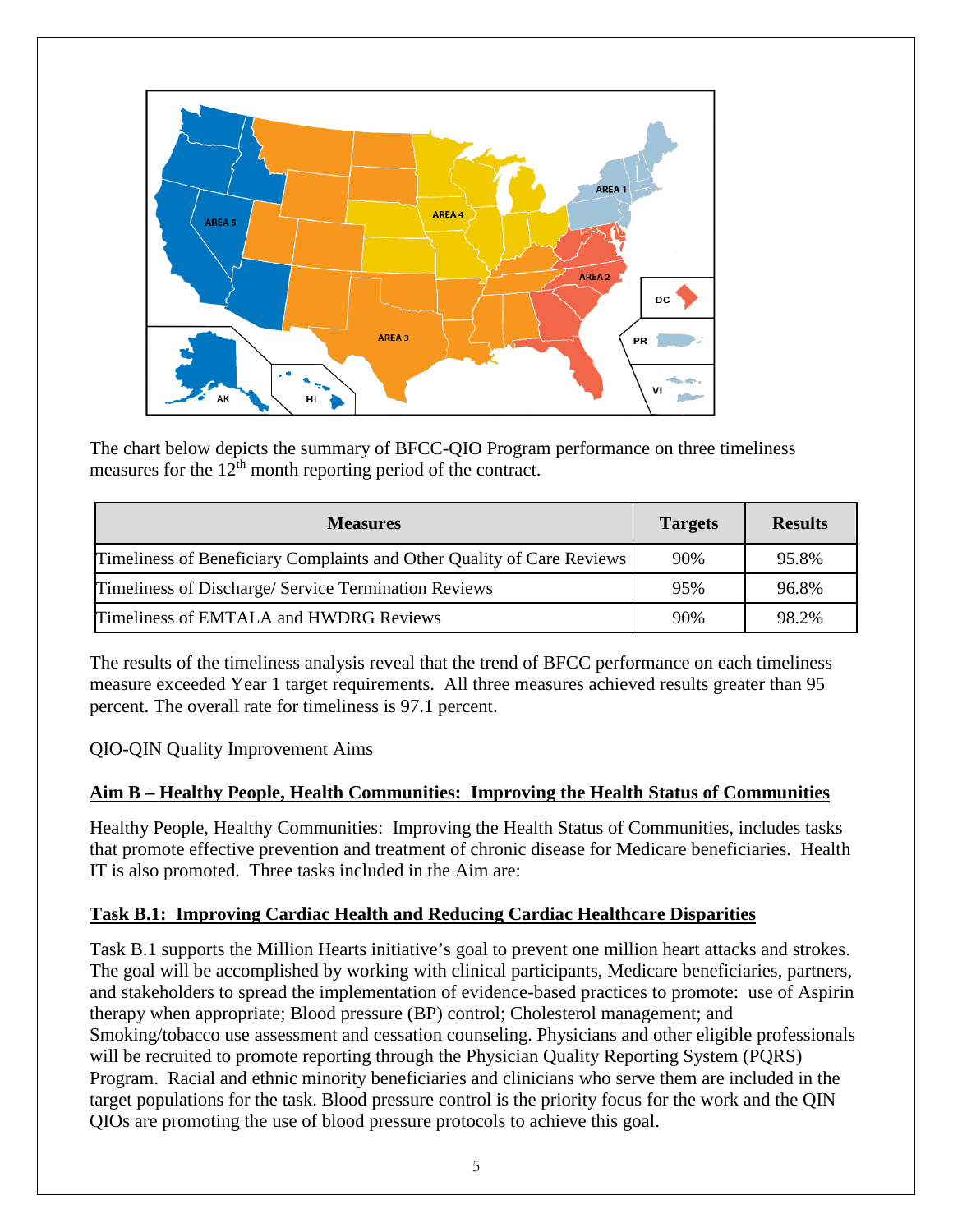The chart below depicts the summary of BFCC-QIO Program performance on three timeliness measures for the 12th month reporting period of the contract.

| Measures | Targets | Results |
|---|---|---|
| Timeliness of Beneficiary Complaints and Other Quality of Care Reviews | 90% | 95.8% |
| Timeliness of Discharge/ Service Termination Reviews | 95% | 96.8% |
| Timeliness of EMTALA and HWDRG Reviews | 90% | 98.2% |

The results of the timeliness analysis reveal that the trend of BFCC performance on each timeliness measure exceeded Year 1 target requirements. All three measures achieved results greater than 95 percent. The overall rate for timeliness is 97.1 percent.

QIO-QIN Quality Improvement Aims

**Aim B – Healthy People, Health Communities: Improving the Health Status of Communities**

Healthy People, Healthy Communities: Improving the Health Status of Communities, includes tasks that promote effective prevention and treatment of chronic disease for Medicare beneficiaries. Health IT is also promoted. Three tasks included in the Aim are:

**Task B.1: Improving Cardiac Health and Reducing Cardiac Healthcare Disparities**

Task B.1 supports the Million Hearts initiative's goal to prevent one million heart attacks and strokes. The goal will be accomplished by working with clinical participants, Medicare beneficiaries, partners, and stakeholders to spread the implementation of evidence-based practices to promote: use of Aspirin therapy when appropriate; Blood pressure (BP) control; Cholesterol management; and Smoking/tobacco use assessment and cessation counseling. Physicians and other eligible professionals will be recruited to promote reporting through the Physician Quality Reporting System (PQRS) Program. Racial and ethnic minority beneficiaries and clinicians who serve them are included in the target populations for the task. Blood pressure control is the priority focus for the work and the QIN QIOs are promoting the use of blood pressure protocols to achieve this goal.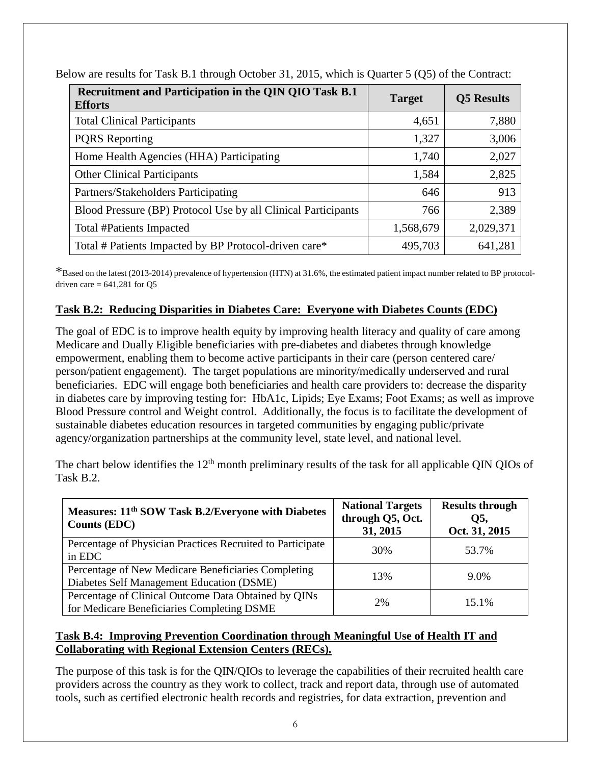Below are results for Task B.1 through October 31, 2015, which is Quarter 5 (Q5) of the Contract:

| Recruitment and Participation in the QIN QIO Task B.1 Efforts | Target | Q5 Results |
| --- | --- | --- |
| Total Clinical Participants | 4,651 | 7,880 |
| PQRS Reporting | 1,327 | 3,006 |
| Home Health Agencies (HHA) Participating | 1,740 | 2,027 |
| Other Clinical Participants | 1,584 | 2,825 |
| Partners/Stakeholders Participating | 646 | 913 |
| Blood Pressure (BP) Protocol Use by all Clinical Participants | 766 | 2,389 |
| Total #Patients Impacted | 1,568,679 | 2,029,371 |
| Total # Patients Impacted by BP Protocol-driven care* | 495,703 | 641,281 |

*Based on the latest (2013-2014) prevalence of hypertension (HTN) at 31.6%, the estimated patient impact number related to BP protocol-driven care = 641,281 for Q5

**Task B.2: Reducing Disparities in Diabetes Care: Everyone with Diabetes Counts (EDC)**

The goal of EDC is to improve health equity by improving health literacy and quality of care among Medicare and Dually Eligible beneficiaries with pre-diabetes and diabetes through knowledge empowerment, enabling them to become active participants in their care (person centered care/ person/patient engagement). The target populations are minority/medically underserved and rural beneficiaries. EDC will engage both beneficiaries and health care providers to: decrease the disparity in diabetes care by improving testing for: HbA1c, Lipids; Eye Exams; Foot Exams; as well as improve Blood Pressure control and Weight control. Additionally, the focus is to facilitate the development of sustainable diabetes education resources in targeted communities by engaging public/private agency/organization partnerships at the community level, state level, and national level.

The chart below identifies the 12th month preliminary results of the task for all applicable QIN QIOs of Task B.2.

| Measures: 11th SOW Task B.2/Everyone with Diabetes Counts (EDC) | National Targets through Q5, Oct. 31, 2015 | Results through Q5, Oct. 31, 2015 |
| --- | --- | --- |
| Percentage of Physician Practices Recruited to Participate in EDC | 30% | 53.7% |
| Percentage of New Medicare Beneficiaries Completing Diabetes Self Management Education (DSME) | 13% | 9.0% |
| Percentage of Clinical Outcome Data Obtained by QINs for Medicare Beneficiaries Completing DSME | 2% | 15.1% |

**Task B.4: Improving Prevention Coordination through Meaningful Use of Health IT and Collaborating with Regional Extension Centers (RECs).**

The purpose of this task is for the QIN/QIOs to leverage the capabilities of their recruited health care providers across the country as they work to collect, track and report data, through use of automated tools, such as certified electronic health records and registries, for data extraction, prevention and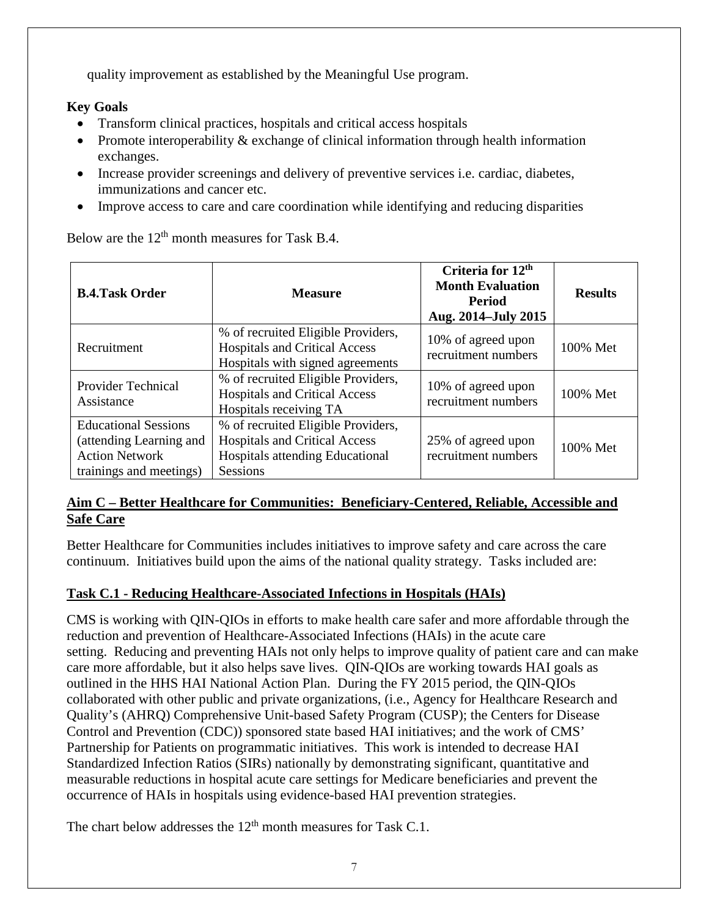quality improvement as established by the Meaningful Use program.

**Key Goals**

- Transform clinical practices, hospitals and critical access hospitals
- Promote interoperability & exchange of clinical information through health information exchanges.
- Increase provider screenings and delivery of preventive services i.e. cardiac, diabetes, immunizations and cancer etc.
- Improve access to care and care coordination while identifying and reducing disparities

Below are the 12th month measures for Task B.4.

| B.4.Task Order | Measure | Criteria for 12th Month Evaluation Period Aug. 2014–July 2015 | Results |
|---|---|---|---|
| Recruitment | % of recruited Eligible Providers, Hospitals and Critical Access Hospitals with signed agreements | 10% of agreed upon recruitment numbers | 100% Met |
| Provider Technical Assistance | % of recruited Eligible Providers, Hospitals and Critical Access Hospitals receiving TA | 10% of agreed upon recruitment numbers | 100% Met |
| Educational Sessions (attending Learning and Action Network trainings and meetings) | % of recruited Eligible Providers, Hospitals and Critical Access Hospitals attending Educational Sessions | 25% of agreed upon recruitment numbers | 100% Met |

## Aim C – Better Healthcare for Communities: Beneficiary-Centered, Reliable, Accessible and Safe Care

Better Healthcare for Communities includes initiatives to improve safety and care across the care continuum. Initiatives build upon the aims of the national quality strategy. Tasks included are:

### Task C.1 - Reducing Healthcare-Associated Infections in Hospitals (HAIs)

CMS is working with QIN-QIOs in efforts to make health care safer and more affordable through the reduction and prevention of Healthcare-Associated Infections (HAIs) in the acute care setting. Reducing and preventing HAIs not only helps to improve quality of patient care and can make care more affordable, but it also helps save lives. QIN-QIOs are working towards HAI goals as outlined in the HHS HAI National Action Plan. During the FY 2015 period, the QIN-QIOs collaborated with other public and private organizations, (i.e., Agency for Healthcare Research and Quality's (AHRQ) Comprehensive Unit-based Safety Program (CUSP); the Centers for Disease Control and Prevention (CDC)) sponsored state based HAI initiatives; and the work of CMS' Partnership for Patients on programmatic initiatives. This work is intended to decrease HAI Standardized Infection Ratios (SIRs) nationally by demonstrating significant, quantitative and measurable reductions in hospital acute care settings for Medicare beneficiaries and prevent the occurrence of HAIs in hospitals using evidence-based HAI prevention strategies.

The chart below addresses the 12th month measures for Task C.1.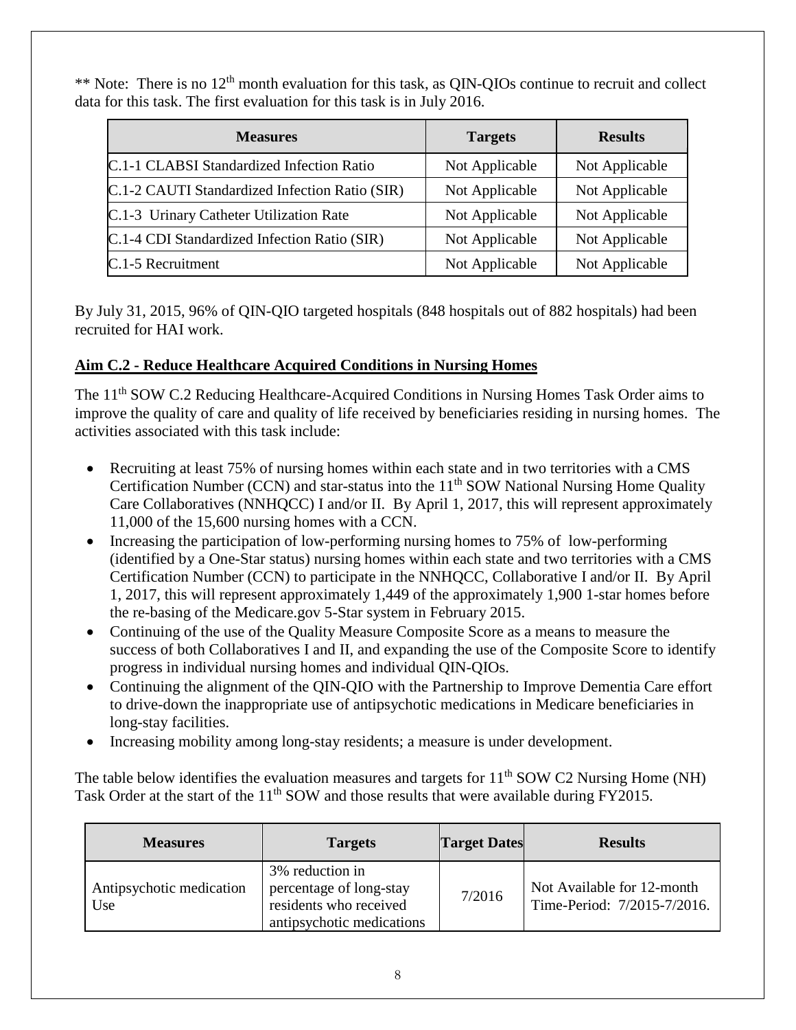** Note: There is no 12th month evaluation for this task, as QIN-QIOs continue to recruit and collect data for this task. The first evaluation for this task is in July 2016.

| Measures | Targets | Results |
| --- | --- | --- |
| C.1-1 CLABSI Standardized Infection Ratio | Not Applicable | Not Applicable |
| C.1-2 CAUTI Standardized Infection Ratio (SIR) | Not Applicable | Not Applicable |
| C.1-3 Urinary Catheter Utilization Rate | Not Applicable | Not Applicable |
| C.1-4 CDI Standardized Infection Ratio (SIR) | Not Applicable | Not Applicable |
| C.1-5 Recruitment | Not Applicable | Not Applicable |

By July 31, 2015, 96% of QIN-QIO targeted hospitals (848 hospitals out of 882 hospitals) had been recruited for HAI work.

## Aim C.2 - Reduce Healthcare Acquired Conditions in Nursing Homes

The 11th SOW C.2 Reducing Healthcare-Acquired Conditions in Nursing Homes Task Order aims to improve the quality of care and quality of life received by beneficiaries residing in nursing homes. The activities associated with this task include:

- Recruiting at least 75% of nursing homes within each state and in two territories with a CMS Certification Number (CCN) and star-status into the 11th SOW National Nursing Home Quality Care Collaboratives (NNHQCC) I and/or II. By April 1, 2017, this will represent approximately 11,000 of the 15,600 nursing homes with a CCN.
- Increasing the participation of low-performing nursing homes to 75% of low-performing (identified by a One-Star status) nursing homes within each state and two territories with a CMS Certification Number (CCN) to participate in the NNHQCC, Collaborative I and/or II. By April 1, 2017, this will represent approximately 1,449 of the approximately 1,900 1-star homes before the re-basing of the Medicare.gov 5-Star system in February 2015.
- Continuing of the use of the Quality Measure Composite Score as a means to measure the success of both Collaboratives I and II, and expanding the use of the Composite Score to identify progress in individual nursing homes and individual QIN-QIOs.
- Continuing the alignment of the QIN-QIO with the Partnership to Improve Dementia Care effort to drive-down the inappropriate use of antipsychotic medications in Medicare beneficiaries in long-stay facilities.
- Increasing mobility among long-stay residents; a measure is under development.

The table below identifies the evaluation measures and targets for 11th SOW C2 Nursing Home (NH) Task Order at the start of the 11th SOW and those results that were available during FY2015.

| Measures | Targets | Target Dates | Results |
| --- | --- | --- | --- |
| Antipsychotic medication Use | 3% reduction in percentage of long-stay residents who received antipsychotic medications | 7/2016 | Not Available for 12-month Time-Period: 7/2015-7/2016. |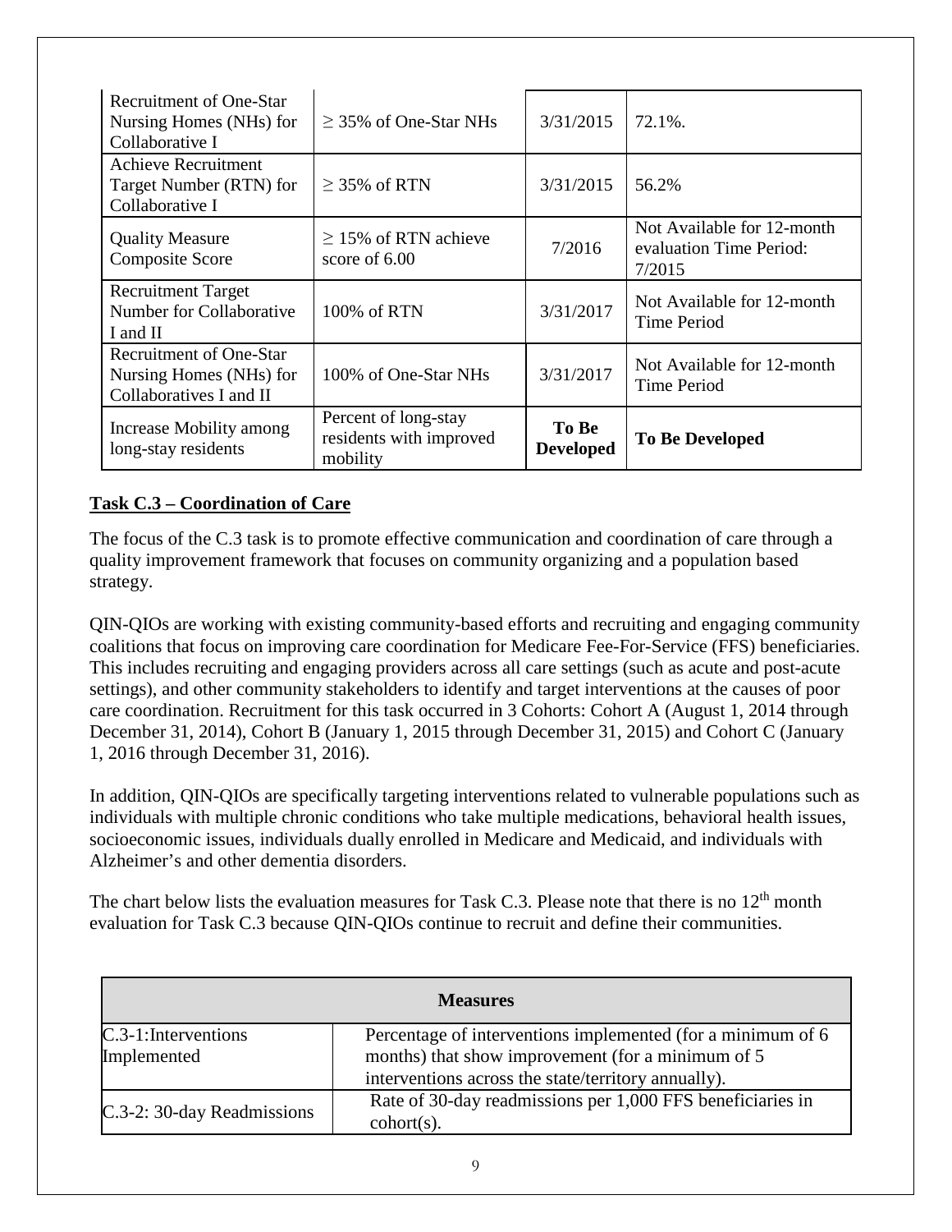| Recruitment of One-Star Nursing Homes (NHs) for Collaborative I | ≥ 35% of One-Star NHs | 3/31/2015 | 72.1%. |
|---|---|---|---|
| Achieve Recruitment Target Number (RTN) for Collaborative I | ≥ 35% of RTN | 3/31/2015 | 56.2% |
| Quality Measure Composite Score | ≥ 15% of RTN achieve score of 6.00 | 7/2016 | Not Available for 12-month evaluation Time Period: 7/2015 |
| Recruitment Target Number for Collaborative I and II | 100% of RTN | 3/31/2017 | Not Available for 12-month Time Period |
| Recruitment of One-Star Nursing Homes (NHs) for Collaboratives I and II | 100% of One-Star NHs | 3/31/2017 | Not Available for 12-month Time Period |
| Increase Mobility among long-stay residents | Percent of long-stay residents with improved mobility | **To Be Developed** | **To Be Developed** |

## Task C.3 – Coordination of Care

The focus of the C.3 task is to promote effective communication and coordination of care through a quality improvement framework that focuses on community organizing and a population based strategy.

QIN-QIOs are working with existing community-based efforts and recruiting and engaging community coalitions that focus on improving care coordination for Medicare Fee-For-Service (FFS) beneficiaries. This includes recruiting and engaging providers across all care settings (such as acute and post-acute settings), and other community stakeholders to identify and target interventions at the causes of poor care coordination. Recruitment for this task occurred in 3 Cohorts: Cohort A (August 1, 2014 through December 31, 2014), Cohort B (January 1, 2015 through December 31, 2015) and Cohort C (January 1, 2016 through December 31, 2016).

In addition, QIN-QIOs are specifically targeting interventions related to vulnerable populations such as individuals with multiple chronic conditions who take multiple medications, behavioral health issues, socioeconomic issues, individuals dually enrolled in Medicare and Medicaid, and individuals with Alzheimer's and other dementia disorders.

The chart below lists the evaluation measures for Task C.3. Please note that there is no 12th month evaluation for Task C.3 because QIN-QIOs continue to recruit and define their communities.

| **Measures** | |
|---|---|
| C.3-1:Interventions Implemented | Percentage of interventions implemented (for a minimum of 6 months) that show improvement (for a minimum of 5 interventions across the state/territory annually). |
| C.3-2: 30-day Readmissions | Rate of 30-day readmissions per 1,000 FFS beneficiaries in cohort(s). |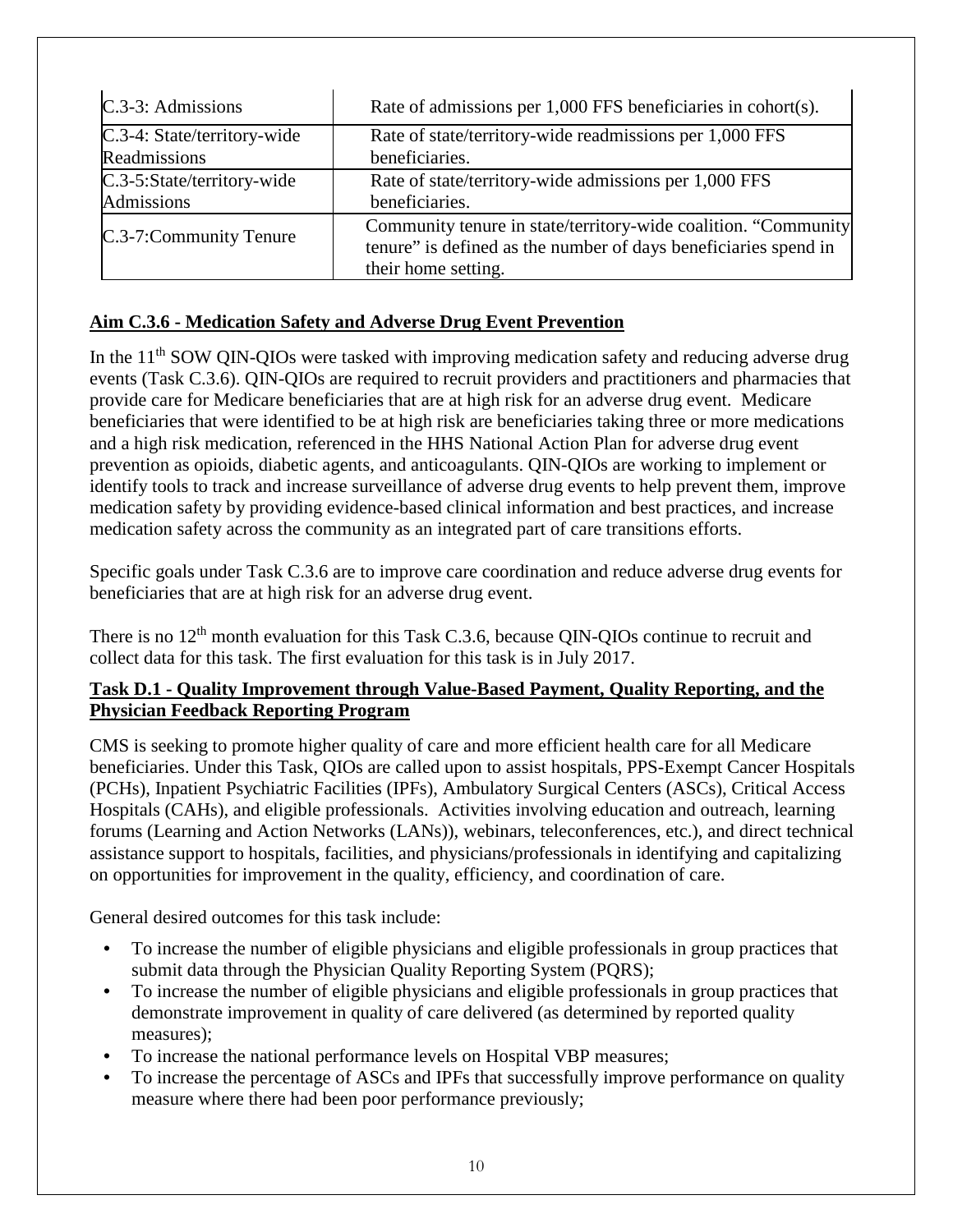| C.3-3: Admissions | Rate of admissions per 1,000 FFS beneficiaries in cohort(s). |
|---|---|
| C.3-4: State/territory-wide Readmissions | Rate of state/territory-wide readmissions per 1,000 FFS beneficiaries. |
| C.3-5:State/territory-wide Admissions | Rate of state/territory-wide admissions per 1,000 FFS beneficiaries. |
| C.3-7:Community Tenure | Community tenure in state/territory-wide coalition. "Community tenure" is defined as the number of days beneficiaries spend in their home setting. |

**Aim C.3.6 - Medication Safety and Adverse Drug Event Prevention**

In the 11th SOW QIN-QIOs were tasked with improving medication safety and reducing adverse drug events (Task C.3.6). QIN-QIOs are required to recruit providers and practitioners and pharmacies that provide care for Medicare beneficiaries that are at high risk for an adverse drug event. Medicare beneficiaries that were identified to be at high risk are beneficiaries taking three or more medications and a high risk medication, referenced in the HHS National Action Plan for adverse drug event prevention as opioids, diabetic agents, and anticoagulants. QIN-QIOs are working to implement or identify tools to track and increase surveillance of adverse drug events to help prevent them, improve medication safety by providing evidence-based clinical information and best practices, and increase medication safety across the community as an integrated part of care transitions efforts.

Specific goals under Task C.3.6 are to improve care coordination and reduce adverse drug events for beneficiaries that are at high risk for an adverse drug event.

There is no 12th month evaluation for this Task C.3.6, because QIN-QIOs continue to recruit and collect data for this task. The first evaluation for this task is in July 2017.

**Task D.1 - Quality Improvement through Value-Based Payment, Quality Reporting, and the Physician Feedback Reporting Program**

CMS is seeking to promote higher quality of care and more efficient health care for all Medicare beneficiaries. Under this Task, QIOs are called upon to assist hospitals, PPS-Exempt Cancer Hospitals (PCHs), Inpatient Psychiatric Facilities (IPFs), Ambulatory Surgical Centers (ASCs), Critical Access Hospitals (CAHs), and eligible professionals. Activities involving education and outreach, learning forums (Learning and Action Networks (LANs)), webinars, teleconferences, etc.), and direct technical assistance support to hospitals, facilities, and physicians/professionals in identifying and capitalizing on opportunities for improvement in the quality, efficiency, and coordination of care.

General desired outcomes for this task include:

- To increase the number of eligible physicians and eligible professionals in group practices that submit data through the Physician Quality Reporting System (PQRS);
- To increase the number of eligible physicians and eligible professionals in group practices that demonstrate improvement in quality of care delivered (as determined by reported quality measures);
- To increase the national performance levels on Hospital VBP measures;
- To increase the percentage of ASCs and IPFs that successfully improve performance on quality measure where there had been poor performance previously;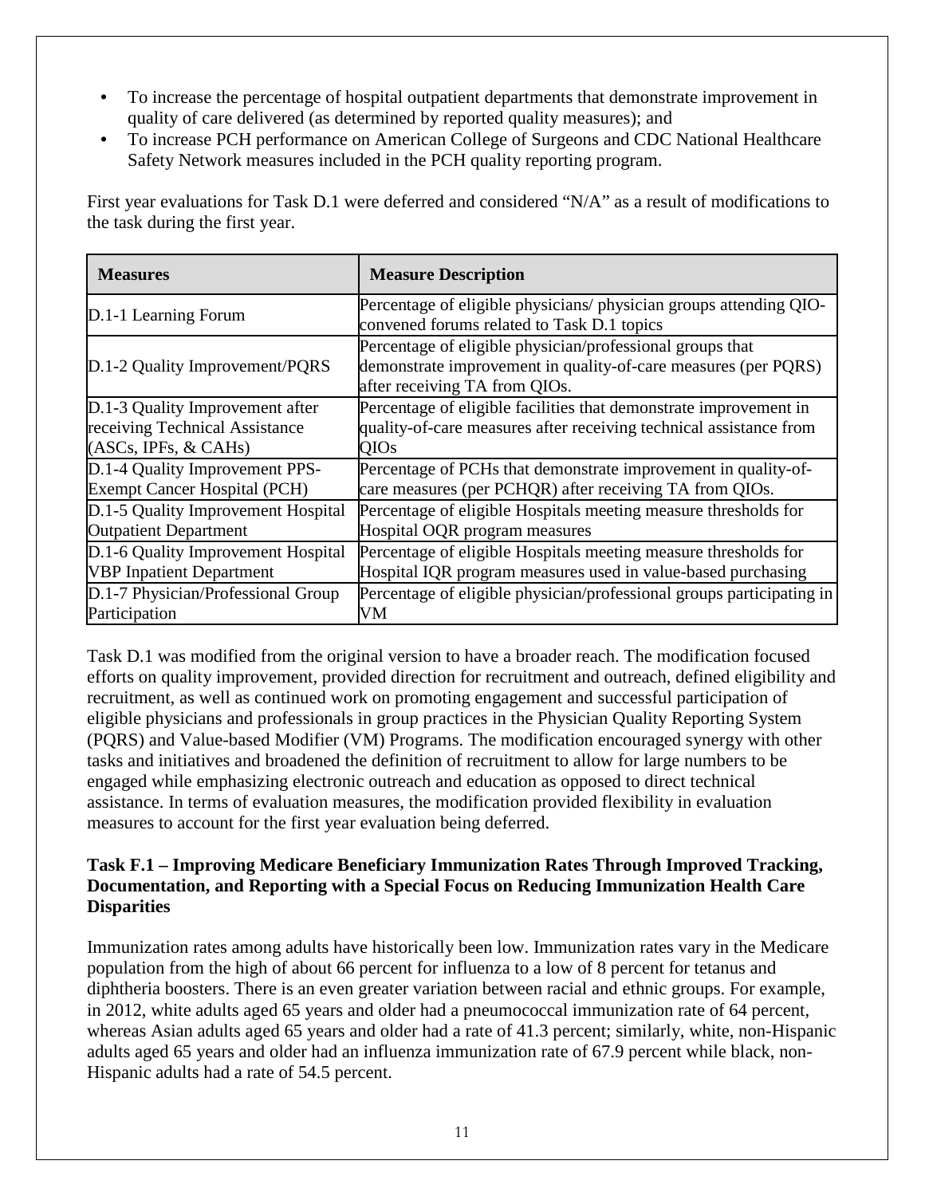- To increase the percentage of hospital outpatient departments that demonstrate improvement in quality of care delivered (as determined by reported quality measures); and
- To increase PCH performance on American College of Surgeons and CDC National Healthcare Safety Network measures included in the PCH quality reporting program.

First year evaluations for Task D.1 were deferred and considered "N/A" as a result of modifications to the task during the first year.

| Measures | Measure Description |
|---|---|
| D.1-1 Learning Forum | Percentage of eligible physicians/ physician groups attending QIO-convened forums related to Task D.1 topics |
| D.1-2 Quality Improvement/PQRS | Percentage of eligible physician/professional groups that demonstrate improvement in quality-of-care measures (per PQRS) after receiving TA from QIOs. |
| D.1-3 Quality Improvement after receiving Technical Assistance (ASCs, IPFs, & CAHs) | Percentage of eligible facilities that demonstrate improvement in quality-of-care measures after receiving technical assistance from QIOs |
| D.1-4 Quality Improvement PPS-Exempt Cancer Hospital (PCH) | Percentage of PCHs that demonstrate improvement in quality-of-care measures (per PCHQR) after receiving TA from QIOs. |
| D.1-5 Quality Improvement Hospital Outpatient Department | Percentage of eligible Hospitals meeting measure thresholds for Hospital OQR program measures |
| D.1-6 Quality Improvement Hospital VBP Inpatient Department | Percentage of eligible Hospitals meeting measure thresholds for Hospital IQR program measures used in value-based purchasing |
| D.1-7 Physician/Professional Group Participation | Percentage of eligible physician/professional groups participating in VM |

Task D.1 was modified from the original version to have a broader reach. The modification focused efforts on quality improvement, provided direction for recruitment and outreach, defined eligibility and recruitment, as well as continued work on promoting engagement and successful participation of eligible physicians and professionals in group practices in the Physician Quality Reporting System (PQRS) and Value-based Modifier (VM) Programs. The modification encouraged synergy with other tasks and initiatives and broadened the definition of recruitment to allow for large numbers to be engaged while emphasizing electronic outreach and education as opposed to direct technical assistance. In terms of evaluation measures, the modification provided flexibility in evaluation measures to account for the first year evaluation being deferred.

**Task F.1 – Improving Medicare Beneficiary Immunization Rates Through Improved Tracking, Documentation, and Reporting with a Special Focus on Reducing Immunization Health Care Disparities**

Immunization rates among adults have historically been low. Immunization rates vary in the Medicare population from the high of about 66 percent for influenza to a low of 8 percent for tetanus and diphtheria boosters. There is an even greater variation between racial and ethnic groups. For example, in 2012, white adults aged 65 years and older had a pneumococcal immunization rate of 64 percent, whereas Asian adults aged 65 years and older had a rate of 41.3 percent; similarly, white, non-Hispanic adults aged 65 years and older had an influenza immunization rate of 67.9 percent while black, non-Hispanic adults had a rate of 54.5 percent.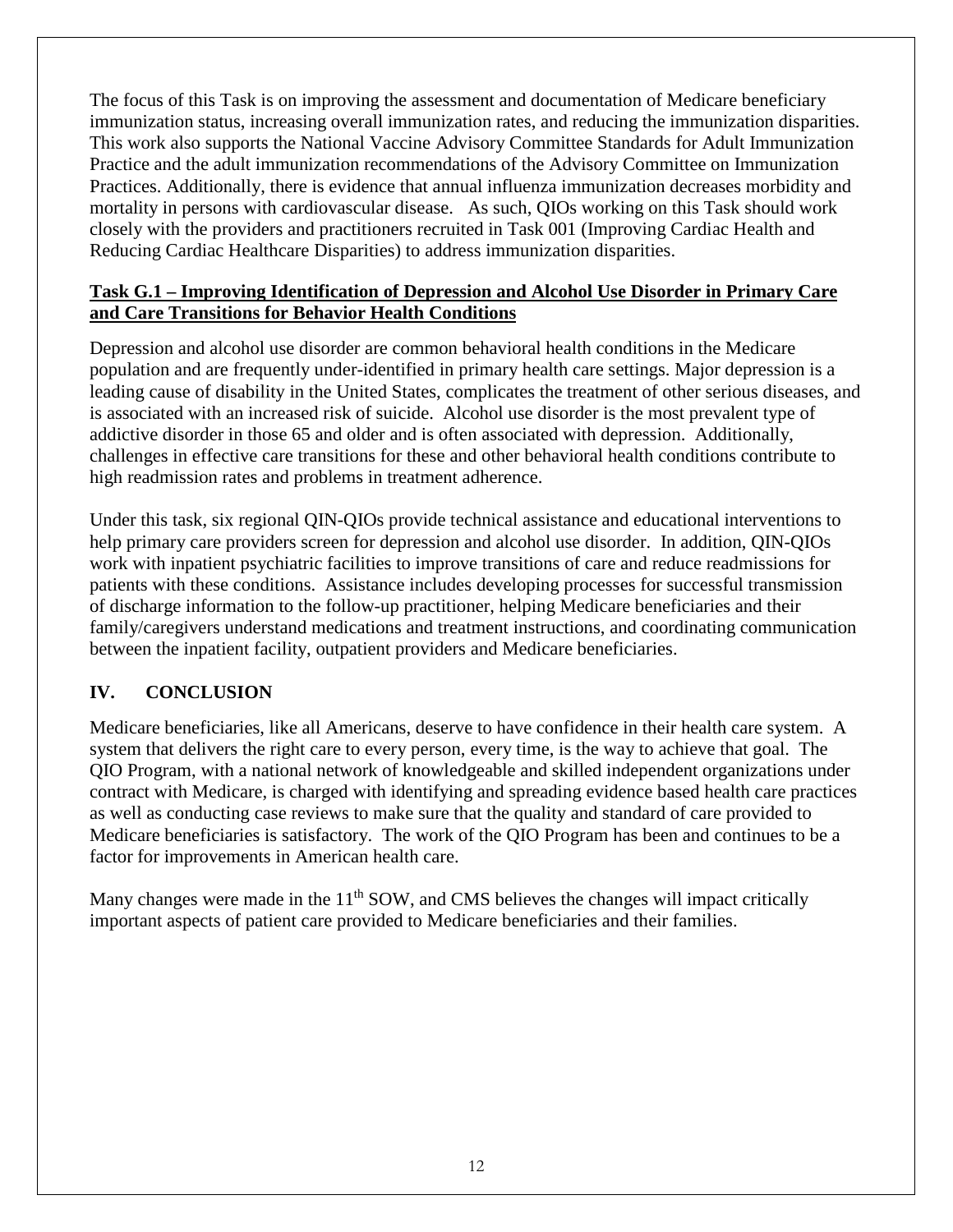The focus of this Task is on improving the assessment and documentation of Medicare beneficiary immunization status, increasing overall immunization rates, and reducing the immunization disparities. This work also supports the National Vaccine Advisory Committee Standards for Adult Immunization Practice and the adult immunization recommendations of the Advisory Committee on Immunization Practices. Additionally, there is evidence that annual influenza immunization decreases morbidity and mortality in persons with cardiovascular disease. As such, QIOs working on this Task should work closely with the providers and practitioners recruited in Task 001 (Improving Cardiac Health and Reducing Cardiac Healthcare Disparities) to address immunization disparities.

**Task G.1 – Improving Identification of Depression and Alcohol Use Disorder in Primary Care and Care Transitions for Behavior Health Conditions**

Depression and alcohol use disorder are common behavioral health conditions in the Medicare population and are frequently under-identified in primary health care settings. Major depression is a leading cause of disability in the United States, complicates the treatment of other serious diseases, and is associated with an increased risk of suicide. Alcohol use disorder is the most prevalent type of addictive disorder in those 65 and older and is often associated with depression. Additionally, challenges in effective care transitions for these and other behavioral health conditions contribute to high readmission rates and problems in treatment adherence.

Under this task, six regional QIN-QIOs provide technical assistance and educational interventions to help primary care providers screen for depression and alcohol use disorder. In addition, QIN-QIOs work with inpatient psychiatric facilities to improve transitions of care and reduce readmissions for patients with these conditions. Assistance includes developing processes for successful transmission of discharge information to the follow-up practitioner, helping Medicare beneficiaries and their family/caregivers understand medications and treatment instructions, and coordinating communication between the inpatient facility, outpatient providers and Medicare beneficiaries.

## IV. CONCLUSION

Medicare beneficiaries, like all Americans, deserve to have confidence in their health care system. A system that delivers the right care to every person, every time, is the way to achieve that goal. The QIO Program, with a national network of knowledgeable and skilled independent organizations under contract with Medicare, is charged with identifying and spreading evidence based health care practices as well as conducting case reviews to make sure that the quality and standard of care provided to Medicare beneficiaries is satisfactory. The work of the QIO Program has been and continues to be a factor for improvements in American health care.

Many changes were made in the 11th SOW, and CMS believes the changes will impact critically important aspects of patient care provided to Medicare beneficiaries and their families.